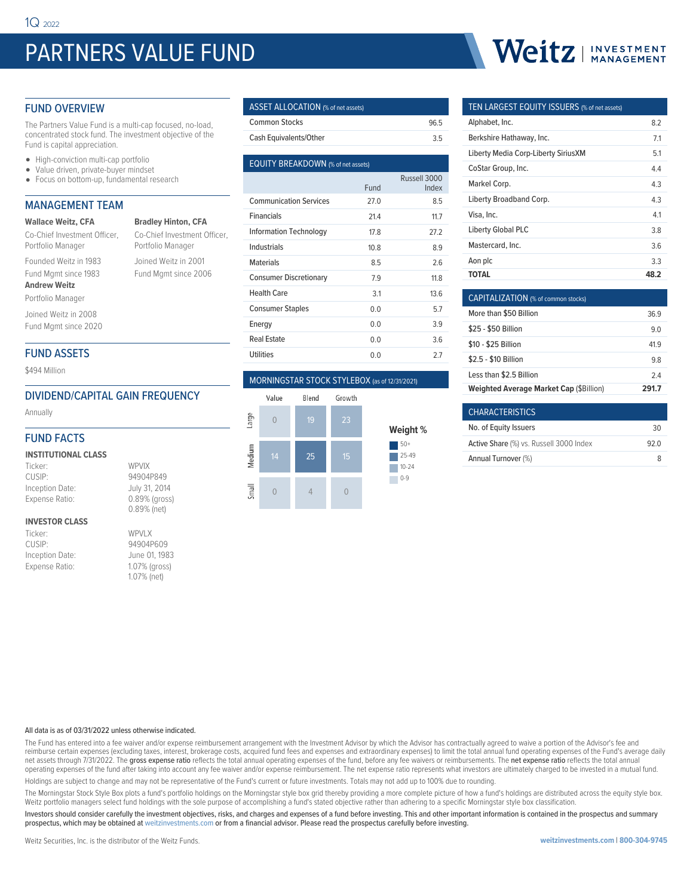1Q 2022

# PARTNERS VALUE FUND

## FUND OVERVIEW

The Partners Value Fund is a multi-cap focused, no-load, concentrated stock fund. The investment objective of the Fund is capital appreciation.

- High-conviction multi-cap portfolio
- Value driven, private-buyer mindset
- Focus on bottom-up, fundamental research

## MANAGEMENT TEAM

**Wallace Weitz, CFA**
Co-Chief Investment Officer, Portfolio Manager
Founded Weitz in 1983
Fund Mgmt since 1983

**Bradley Hinton, CFA**
Co-Chief Investment Officer, Portfolio Manager
Joined Weitz in 2001
Fund Mgmt since 2006

**Andrew Weitz**
Portfolio Manager
Joined Weitz in 2008
Fund Mgmt since 2020

## FUND ASSETS

$494 Million

## DIVIDEND/CAPITAL GAIN FREQUENCY

Annually

## FUND FACTS

### INSTITUTIONAL CLASS

| | |
|---|---|
| Ticker: | WPVIX |
| CUSIP: | 94904P849 |
| Inception Date: | July 31, 2014 |
| Expense Ratio: | 0.89% (gross) 0.89% (net) |

### INVESTOR CLASS

| | |
|---|---|
| Ticker: | WPVLX |
| CUSIP: | 94904P609 |
| Inception Date: | June 01, 1983 |
| Expense Ratio: | 1.07% (gross) 1.07% (net) |

## ASSET ALLOCATION (% of net assets)

| | |
|---|---|
| Common Stocks | 96.5 |
| Cash Equivalents/Other | 3.5 |

## EQUITY BREAKDOWN (% of net assets)

| | Fund | Russell 3000 Index |
|---|---|---|
| Communication Services | 27.0 | 8.5 |
| Financials | 21.4 | 11.7 |
| Information Technology | 17.8 | 27.2 |
| Industrials | 10.8 | 8.9 |
| Materials | 8.5 | 2.6 |
| Consumer Discretionary | 7.9 | 11.8 |
| Health Care | 3.1 | 13.6 |
| Consumer Staples | 0.0 | 5.7 |
| Energy | 0.0 | 3.9 |
| Real Estate | 0.0 | 3.6 |
| Utilities | 0.0 | 2.7 |

## MORNINGSTAR STOCK STYLEBOX (as of 12/31/2021)

| | Value | Blend | Growth |
|---|---|---|---|
| Large | 0 | 19 | 23 |
| Medium | 14 | 25 | 15 |
| Small | 0 | 4 | 0 |

Weight %: 50+; 25-49; 10-24; 0-9

## TEN LARGEST EQUITY ISSUERS (% of net assets)

| | |
|---|---|
| Alphabet, Inc. | 8.2 |
| Berkshire Hathaway, Inc. | 7.1 |
| Liberty Media Corp-Liberty SiriusXM | 5.1 |
| CoStar Group, Inc. | 4.4 |
| Markel Corp. | 4.3 |
| Liberty Broadband Corp. | 4.3 |
| Visa, Inc. | 4.1 |
| Liberty Global PLC | 3.8 |
| Mastercard, Inc. | 3.6 |
| Aon plc | 3.3 |
| **TOTAL** | **48.2** |

## CAPITALIZATION (% of common stocks)

| | |
|---|---|
| More than $50 Billion | 36.9 |
| $25 - $50 Billion | 9.0 |
| $10 - $25 Billion | 41.9 |
| $2.5 - $10 Billion | 9.8 |
| Less than $2.5 Billion | 2.4 |
| **Weighted Average Market Cap** ($Billion) | **291.7** |

## CHARACTERISTICS

| | |
|---|---|
| No. of Equity Issuers | 30 |
| Active Share (%) vs. Russell 3000 Index | 92.0 |
| Annual Turnover (%) | 8 |

All data is as of 03/31/2022 unless otherwise indicated.

The Fund has entered into a fee waiver and/or expense reimbursement arrangement with the Investment Advisor by which the Advisor has contractually agreed to waive a portion of the Advisor's fee and reimburse certain expenses (excluding taxes, interest, brokerage costs, acquired fund fees and expenses and extraordinary expenses) to limit the total annual fund operating expenses of the Fund's average daily net assets through 7/31/2022. The **gross expense ratio** reflects the total annual operating expenses of the fund, before any fee waivers or reimbursements. The **net expense ratio** reflects the total annual operating expenses of the fund after taking into account any fee waiver and/or expense reimbursement. The net expense ratio represents what investors are ultimately charged to be invested in a mutual fund.

Holdings are subject to change and may not be representative of the Fund's current or future investments. Totals may not add up to 100% due to rounding.

The Morningstar Stock Style Box plots a fund's portfolio holdings on the Morningstar style box grid thereby providing a more complete picture of how a fund's holdings are distributed across the equity style box. Weitz portfolio managers select fund holdings with the sole purpose of accomplishing a fund's stated objective rather than adhering to a specific Morningstar style box classification.

Investors should consider carefully the investment objectives, risks, and charges and expenses of a fund before investing. This and other important information is contained in the prospectus and summary prospectus, which may be obtained at weitzinvestments.com or from a financial advisor. Please read the prospectus carefully before investing.

Weitz Securities, Inc. is the distributor of the Weitz Funds.

weitzinvestments.com | 800-304-9745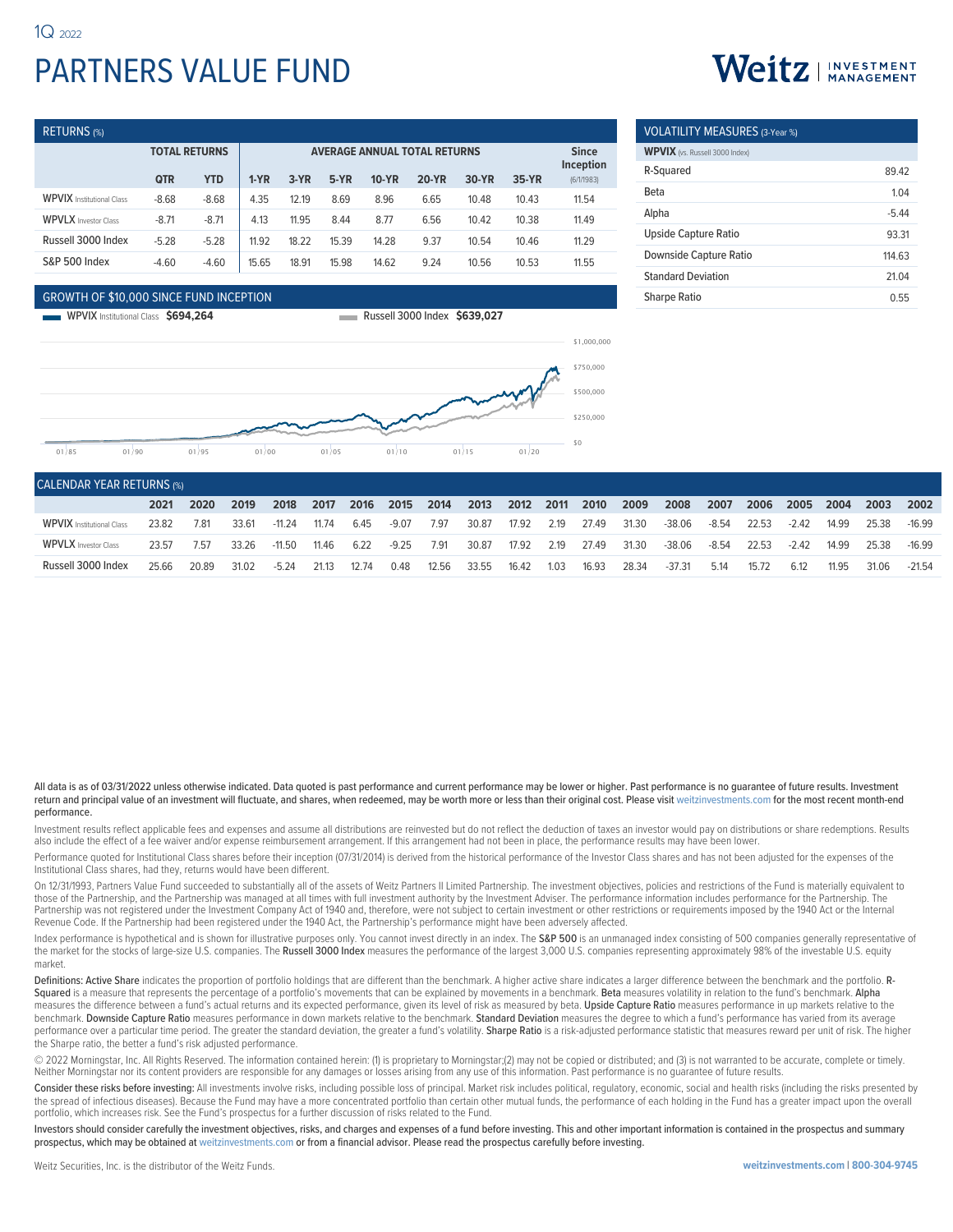1Q 2022

# PARTNERS VALUE FUND

Weitz | INVESTMENT MANAGEMENT

## RETURNS (%)

| | TOTAL RETURNS | | AVERAGE ANNUAL TOTAL RETURNS | | | | | | | Since Inception |
|---|---|---|---|---|---|---|---|---|---|---|
| | QTR | YTD | 1-YR | 3-YR | 5-YR | 10-YR | 20-YR | 30-YR | 35-YR | (6/1/1983) |
| WPVIX Institutional Class | -8.68 | -8.68 | 4.35 | 12.19 | 8.69 | 8.96 | 6.65 | 10.48 | 10.43 | 11.54 |
| WPVLX Investor Class | -8.71 | -8.71 | 4.13 | 11.95 | 8.44 | 8.77 | 6.56 | 10.42 | 10.38 | 11.49 |
| Russell 3000 Index | -5.28 | -5.28 | 11.92 | 18.22 | 15.39 | 14.28 | 9.37 | 10.54 | 10.46 | 11.29 |
| S&P 500 Index | -4.60 | -4.60 | 15.65 | 18.91 | 15.98 | 14.62 | 9.24 | 10.56 | 10.53 | 11.55 |

## VOLATILITY MEASURES (3-Year %)

| WPVIX (vs. Russell 3000 Index) | |
|---|---|
| R-Squared | 89.42 |
| Beta | 1.04 |
| Alpha | -5.44 |
| Upside Capture Ratio | 93.31 |
| Downside Capture Ratio | 114.63 |
| Standard Deviation | 21.04 |
| Sharpe Ratio | 0.55 |

## GROWTH OF $10,000 SINCE FUND INCEPTION

WPVIX Institutional Class **$694,264**

Russell 3000 Index **$639,027**

$1,000,000
$750,000
$500,000
$250,000
$0

01/85 01/90 01/95 01/00 01/05 01/10 01/15 01/20

## CALENDAR YEAR RETURNS (%)

| | 2021 | 2020 | 2019 | 2018 | 2017 | 2016 | 2015 | 2014 | 2013 | 2012 | 2011 | 2010 | 2009 | 2008 | 2007 | 2006 | 2005 | 2004 | 2003 | 2002 |
|---|---|---|---|---|---|---|---|---|---|---|---|---|---|---|---|---|---|---|---|---|
| WPVIX Institutional Class | 23.82 | 7.81 | 33.61 | -11.24 | 11.74 | 6.45 | -9.07 | 7.97 | 30.87 | 17.92 | 2.19 | 27.49 | 31.30 | -38.06 | -8.54 | 22.53 | -2.42 | 14.99 | 25.38 | -16.99 |
| WPVLX Investor Class | 23.57 | 7.57 | 33.26 | -11.50 | 11.46 | 6.22 | -9.25 | 7.91 | 30.87 | 17.92 | 2.19 | 27.49 | 31.30 | -38.06 | -8.54 | 22.53 | -2.42 | 14.99 | 25.38 | -16.99 |
| Russell 3000 Index | 25.66 | 20.89 | 31.02 | -5.24 | 21.13 | 12.74 | 0.48 | 12.56 | 33.55 | 16.42 | 1.03 | 16.93 | 28.34 | -37.31 | 5.14 | 15.72 | 6.12 | 11.95 | 31.06 | -21.54 |

All data is as of 03/31/2022 unless otherwise indicated. Data quoted is past performance and current performance may be lower or higher. Past performance is no guarantee of future results. Investment return and principal value of an investment will fluctuate, and shares, when redeemed, may be worth more or less than their original cost. Please visit weitzinvestments.com for the most recent month-end performance.

Investment results reflect applicable fees and expenses and assume all distributions are reinvested but do not reflect the deduction of taxes an investor would pay on distributions or share redemptions. Results also include the effect of a fee waiver and/or expense reimbursement arrangement. If this arrangement had not been in place, the performance results may have been lower.

Performance quoted for Institutional Class shares before their inception (07/31/2014) is derived from the historical performance of the Investor Class shares and has not been adjusted for the expenses of the Institutional Class shares, had they, returns would have been different.

On 12/31/1993, Partners Value Fund succeeded to substantially all of the assets of Weitz Partners II Limited Partnership. The investment objectives, policies and restrictions of the Fund is materially equivalent to those of the Partnership, and the Partnership was managed at all times with full investment authority by the Investment Adviser. The performance information includes performance for the Partnership. The Partnership was not registered under the Investment Company Act of 1940 and, therefore, were not subject to certain investment or other restrictions or requirements imposed by the 1940 Act or the Internal Revenue Code. If the Partnership had been registered under the 1940 Act, the Partnership's performance might have been adversely affected.

Index performance is hypothetical and is shown for illustrative purposes only. You cannot invest directly in an index. The **S&P 500** is an unmanaged index consisting of 500 companies generally representative of the market for the stocks of large-size U.S. companies. The **Russell 3000 Index** measures the performance of the largest 3,000 U.S. companies representing approximately 98% of the investable U.S. equity market.

**Definitions: Active Share** indicates the proportion of portfolio holdings that are different than the benchmark. A higher active share indicates a larger difference between the benchmark and the portfolio. **R-Squared** is a measure that represents the percentage of a portfolio's movements that can be explained by movements in a benchmark. **Beta** measures volatility in relation to the fund's benchmark. **Alpha** measures the difference between a fund's actual returns and its expected performance, given its level of risk as measured by beta. **Upside Capture Ratio** measures performance in up markets relative to the benchmark. **Downside Capture Ratio** measures performance in down markets relative to the benchmark. **Standard Deviation** measures the degree to which a fund's performance has varied from its average performance over a particular time period. The greater the standard deviation, the greater a fund's volatility. **Sharpe Ratio** is a risk-adjusted performance statistic that measures reward per unit of risk. The higher the Sharpe ratio, the better a fund's risk adjusted performance.

© 2022 Morningstar, Inc. All Rights Reserved. The information contained herein: (1) is proprietary to Morningstar;(2) may not be copied or distributed; and (3) is not warranted to be accurate, complete or timely. Neither Morningstar nor its content providers are responsible for any damages or losses arising from any use of this information. Past performance is no guarantee of future results.

**Consider these risks before investing:** All investments involve risks, including possible loss of principal. Market risk includes political, regulatory, economic, social and health risks (including the risks presented by the spread of infectious diseases). Because the Fund may have a more concentrated portfolio than certain other mutual funds, the performance of each holding in the Fund has a greater impact upon the overall portfolio, which increases risk. See the Fund's prospectus for a further discussion of risks related to the Fund.

**Investors should consider carefully the investment objectives, risks, and charges and expenses of a fund before investing. This and other important information is contained in the prospectus and summary prospectus, which may be obtained at weitzinvestments.com or from a financial advisor. Please read the prospectus carefully before investing.**

Weitz Securities, Inc. is the distributor of the Weitz Funds.

**weitzinvestments.com | 800-304-9745**